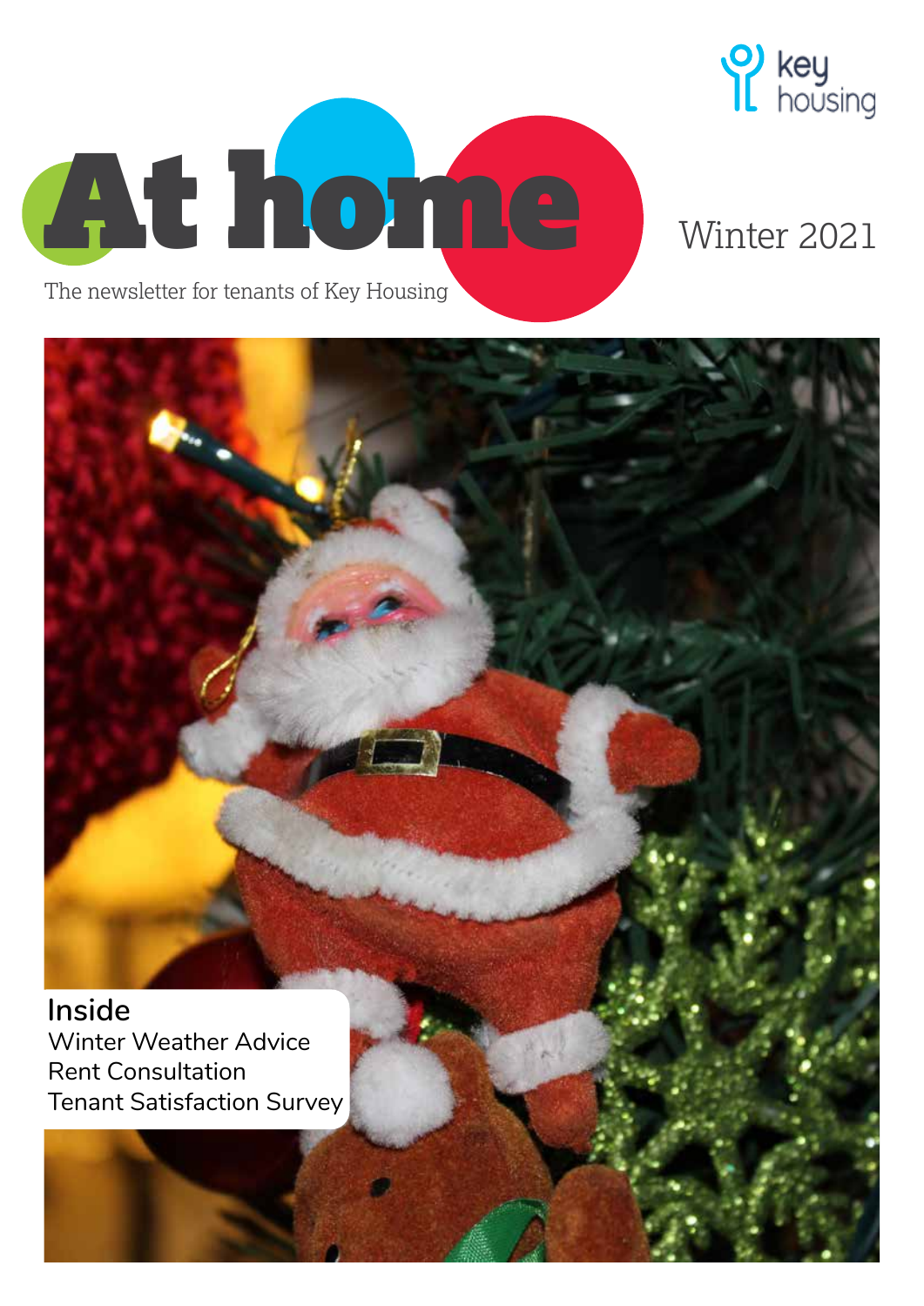key housing

# At home

Winter 2021

The newsletter for tenants of Key Housing

**Inside**

Winter Weather Advice

Rent Consultation

Tenant Satisfaction Survey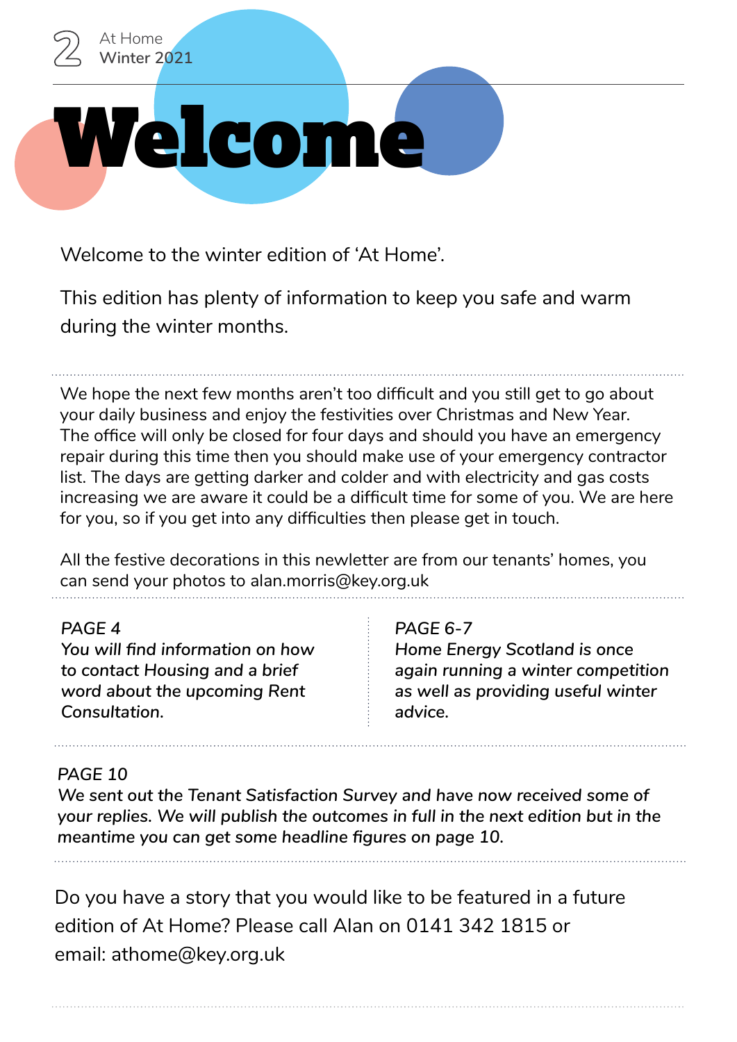# Welcome

Welcome to the winter edition of 'At Home'.

This edition has plenty of information to keep you safe and warm during the winter months.

We hope the next few months aren't too difficult and you still get to go about your daily business and enjoy the festivities over Christmas and New Year. The office will only be closed for four days and should you have an emergency repair during this time then you should make use of your emergency contractor list. The days are getting darker and colder and with electricity and gas costs increasing we are aware it could be a difficult time for some of you. We are here for you, so if you get into any difficulties then please get in touch.

All the festive decorations in this newletter are from our tenants' homes, you can send your photos to alan.morris@key.org.uk

PAGE 4
*You will find information on how to contact Housing and a brief word about the upcoming Rent Consultation.*

PAGE 6-7
*Home Energy Scotland is once again running a winter competition as well as providing useful winter advice.*

PAGE 10
*We sent out the Tenant Satisfaction Survey and have now received some of your replies. We will publish the outcomes in full in the next edition but in the meantime you can get some headline figures on page 10.*

Do you have a story that you would like to be featured in a future edition of At Home? Please call Alan on 0141 342 1815 or email: athome@key.org.uk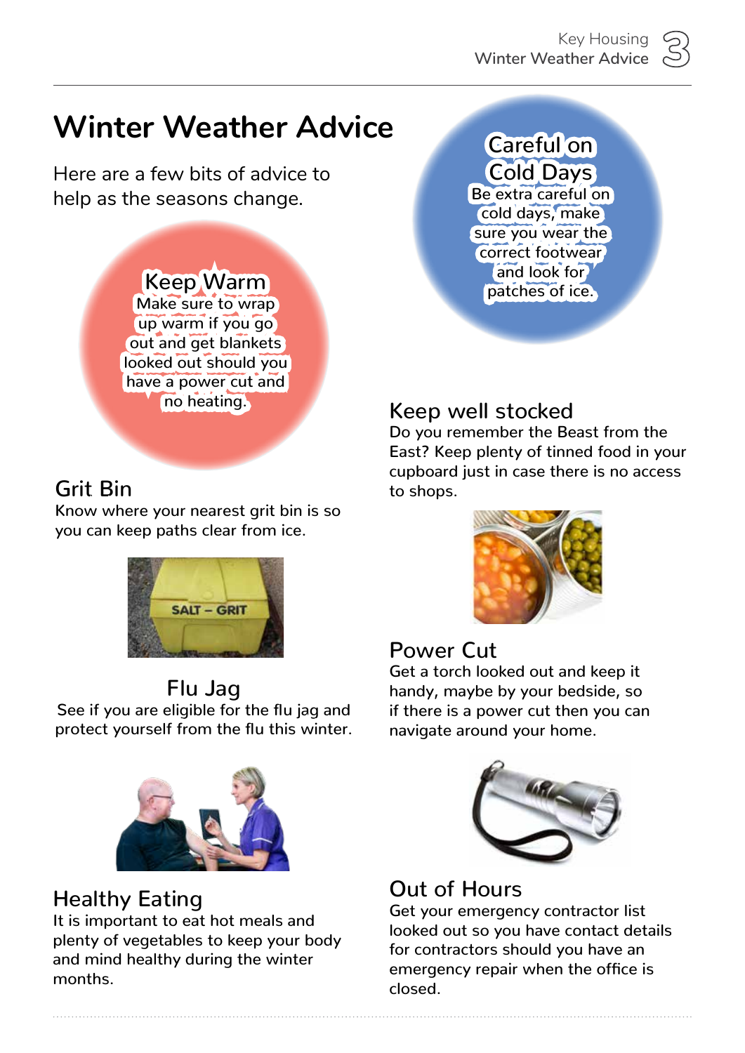# Winter Weather Advice

Here are a few bits of advice to help as the seasons change.

## Keep Warm

Make sure to wrap up warm if you go out and get blankets looked out should you have a power cut and no heating.

## Careful on Cold Days

Be extra careful on cold days, make sure you wear the correct footwear and look for patches of ice.

## Grit Bin

Know where your nearest grit bin is so you can keep paths clear from ice.

## Flu Jag

See if you are eligible for the flu jag and protect yourself from the flu this winter.

## Healthy Eating

It is important to eat hot meals and plenty of vegetables to keep your body and mind healthy during the winter months.

## Keep well stocked

Do you remember the Beast from the East? Keep plenty of tinned food in your cupboard just in case there is no access to shops.

## Power Cut

Get a torch looked out and keep it handy, maybe by your bedside, so if there is a power cut then you can navigate around your home.

## Out of Hours

Get your emergency contractor list looked out so you have contact details for contractors should you have an emergency repair when the office is closed.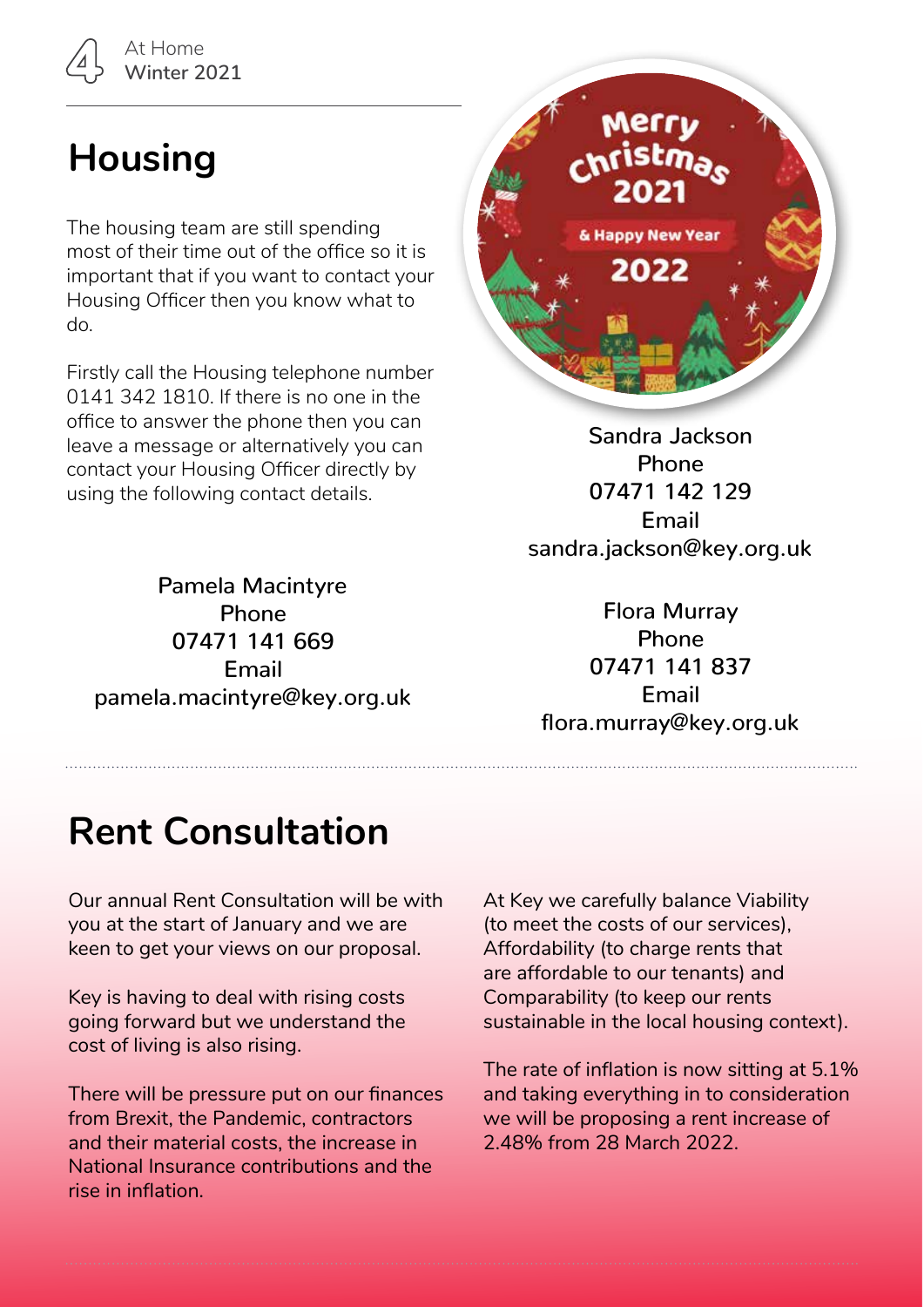# Housing

The housing team are still spending most of their time out of the office so it is important that if you want to contact your Housing Officer then you know what to do.

Firstly call the Housing telephone number 0141 342 1810. If there is no one in the office to answer the phone then you can leave a message or alternatively you can contact your Housing Officer directly by using the following contact details.

**Pamela Macintyre**
Phone
07471 141 669
Email
pamela.macintyre@key.org.uk

**Sandra Jackson**
Phone
07471 142 129
Email
sandra.jackson@key.org.uk

**Flora Murray**
Phone
07471 141 837
Email
flora.murray@key.org.uk

# Rent Consultation

Our annual Rent Consultation will be with you at the start of January and we are keen to get your views on our proposal.

Key is having to deal with rising costs going forward but we understand the cost of living is also rising.

There will be pressure put on our finances from Brexit, the Pandemic, contractors and their material costs, the increase in National Insurance contributions and the rise in inflation.

At Key we carefully balance Viability (to meet the costs of our services), Affordability (to charge rents that are affordable to our tenants) and Comparability (to keep our rents sustainable in the local housing context).

The rate of inflation is now sitting at 5.1% and taking everything in to consideration we will be proposing a rent increase of 2.48% from 28 March 2022.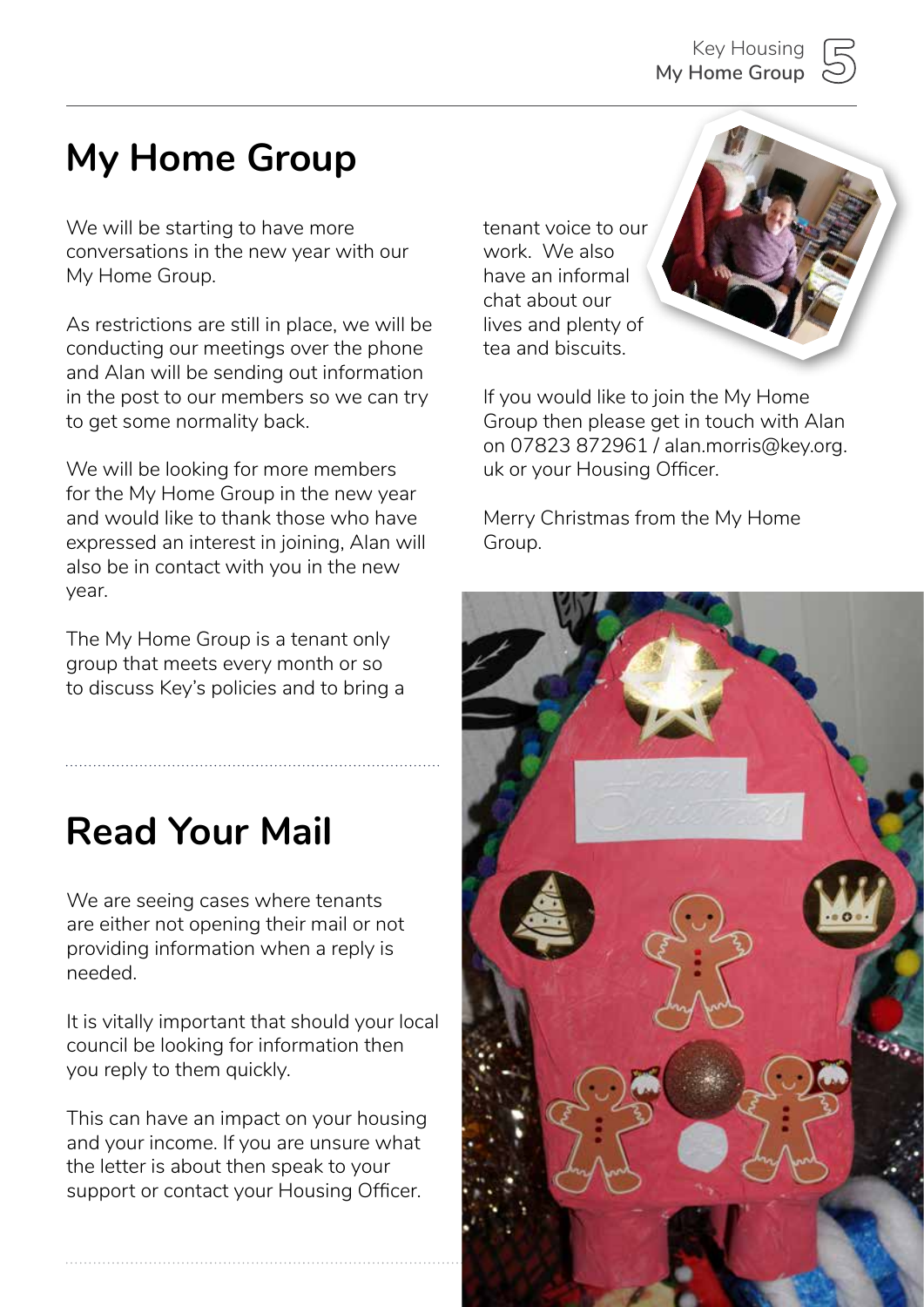# My Home Group

We will be starting to have more conversations in the new year with our My Home Group.

As restrictions are still in place, we will be conducting our meetings over the phone and Alan will be sending out information in the post to our members so we can try to get some normality back.

We will be looking for more members for the My Home Group in the new year and would like to thank those who have expressed an interest in joining, Alan will also be in contact with you in the new year.

The My Home Group is a tenant only group that meets every month or so to discuss Key's policies and to bring a tenant voice to our work. We also have an informal chat about our lives and plenty of tea and biscuits.

If you would like to join the My Home Group then please get in touch with Alan on 07823 872961 / alan.morris@key.org.uk or your Housing Officer.

Merry Christmas from the My Home Group.

# Read Your Mail

We are seeing cases where tenants are either not opening their mail or not providing information when a reply is needed.

It is vitally important that should your local council be looking for information then you reply to them quickly.

This can have an impact on your housing and your income. If you are unsure what the letter is about then speak to your support or contact your Housing Officer.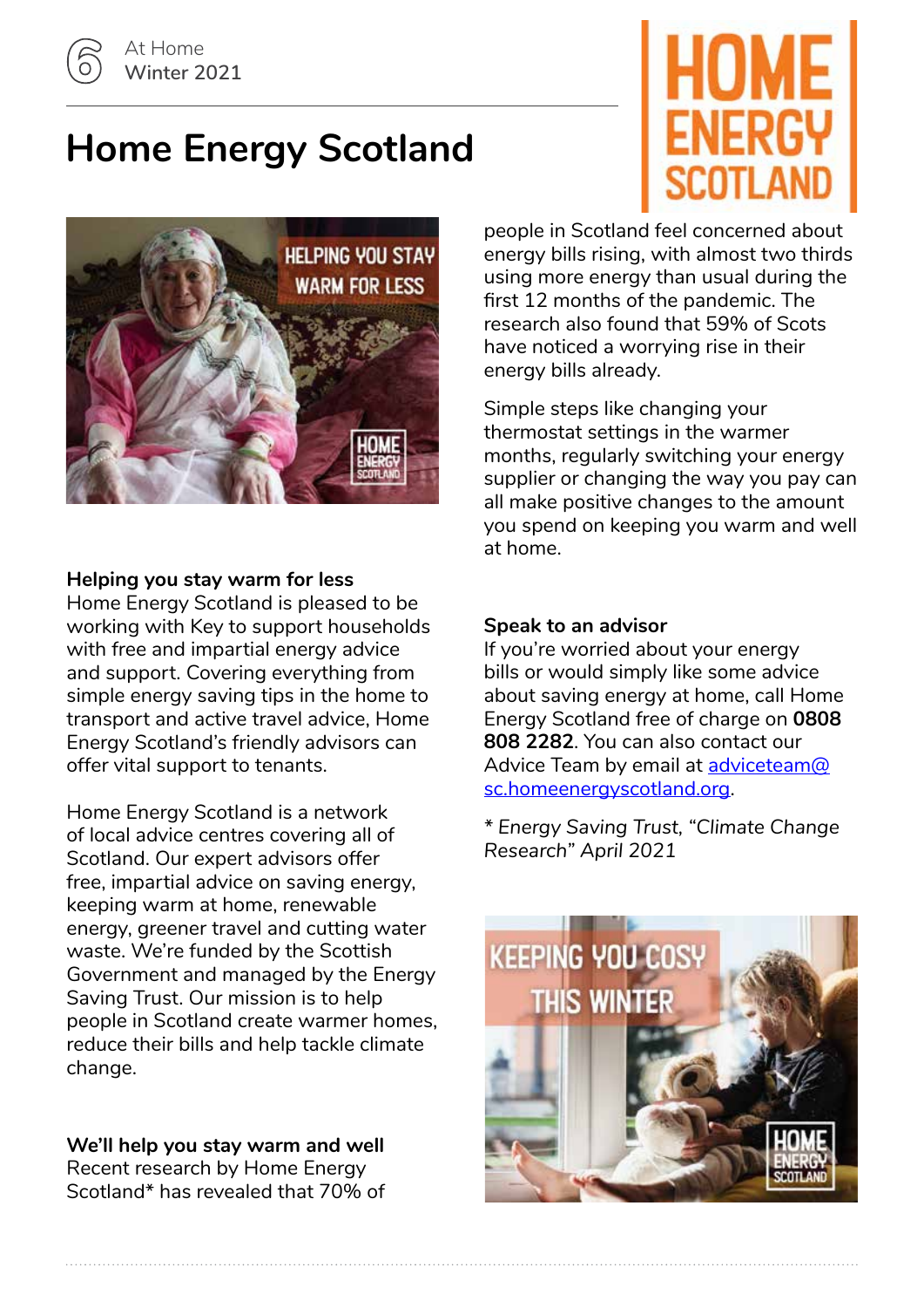# Home Energy Scotland

### Helping you stay warm for less

Home Energy Scotland is pleased to be working with Key to support households with free and impartial energy advice and support. Covering everything from simple energy saving tips in the home to transport and active travel advice, Home Energy Scotland's friendly advisors can offer vital support to tenants.

Home Energy Scotland is a network of local advice centres covering all of Scotland. Our expert advisors offer free, impartial advice on saving energy, keeping warm at home, renewable energy, greener travel and cutting water waste. We're funded by the Scottish Government and managed by the Energy Saving Trust. Our mission is to help people in Scotland create warmer homes, reduce their bills and help tackle climate change.

### We'll help you stay warm and well

Recent research by Home Energy Scotland* has revealed that 70% of people in Scotland feel concerned about energy bills rising, with almost two thirds using more energy than usual during the first 12 months of the pandemic. The research also found that 59% of Scots have noticed a worrying rise in their energy bills already.

Simple steps like changing your thermostat settings in the warmer months, regularly switching your energy supplier or changing the way you pay can all make positive changes to the amount you spend on keeping you warm and well at home.

### Speak to an advisor

If you're worried about your energy bills or would simply like some advice about saving energy at home, call Home Energy Scotland free of charge on **0808 808 2282**. You can also contact our Advice Team by email at adviceteam@sc.homeenergyscotland.org.

*\* Energy Saving Trust, "Climate Change Research" April 2021*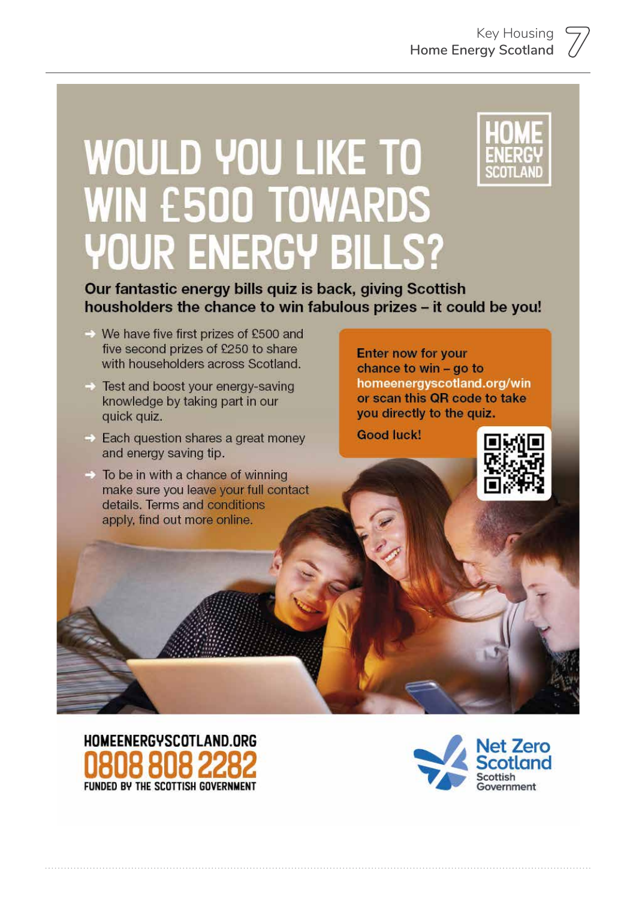# WOULD YOU LIKE TO WIN £500 TOWARDS YOUR ENERGY BILLS?

HOME ENERGY SCOTLAND

**Our fantastic energy bills quiz is back, giving Scottish householders the chance to win fabulous prizes – it could be you!**

- We have five first prizes of £500 and five second prizes of £250 to share with householders across Scotland.
- Test and boost your energy-saving knowledge by taking part in our quick quiz.
- Each question shares a great money and energy saving tip.
- To be in with a chance of winning make sure you leave your full contact details. Terms and conditions apply, find out more online.

**Enter now for your chance to win – go to homeenergyscotland.org/win or scan this QR code to take you directly to the quiz.**

**Good luck!**

**HOMEENERGYSCOTLAND.ORG**
**0808 808 2282**
**FUNDED BY THE SCOTTISH GOVERNMENT**

Net Zero Scotland
Scottish Government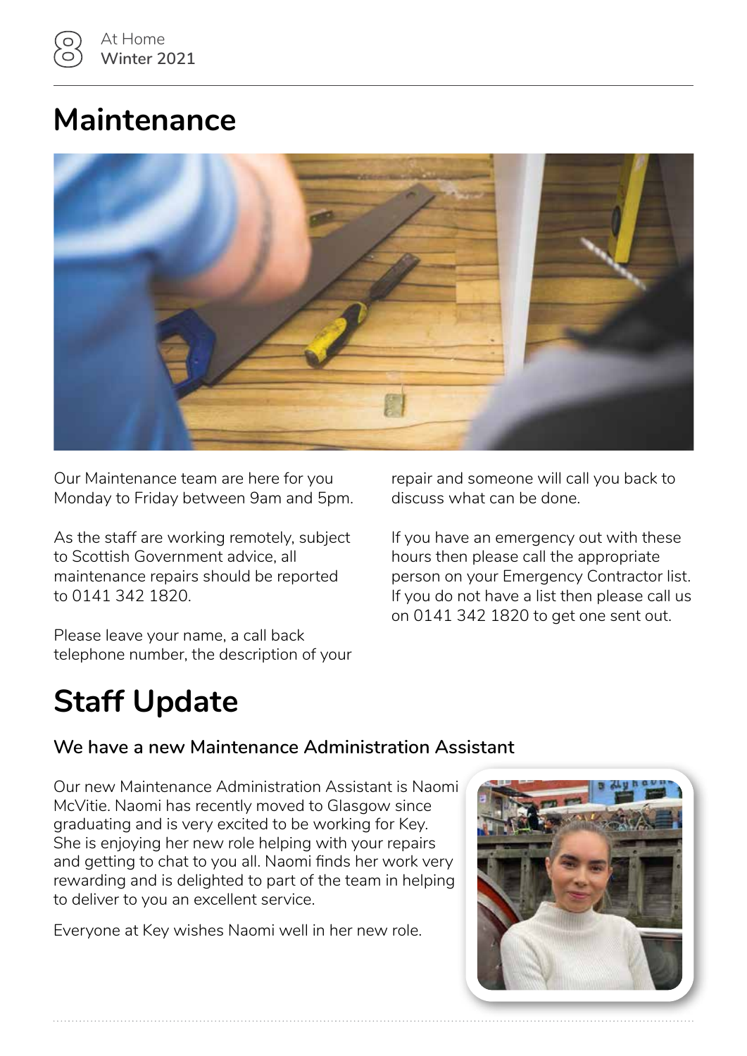# Maintenance

Our Maintenance team are here for you Monday to Friday between 9am and 5pm.

As the staff are working remotely, subject to Scottish Government advice, all maintenance repairs should be reported to 0141 342 1820.

Please leave your name, a call back telephone number, the description of your repair and someone will call you back to discuss what can be done.

If you have an emergency out with these hours then please call the appropriate person on your Emergency Contractor list. If you do not have a list then please call us on 0141 342 1820 to get one sent out.

# Staff Update

## We have a new Maintenance Administration Assistant

Our new Maintenance Administration Assistant is Naomi McVitie. Naomi has recently moved to Glasgow since graduating and is very excited to be working for Key. She is enjoying her new role helping with your repairs and getting to chat to you all. Naomi finds her work very rewarding and is delighted to part of the team in helping to deliver to you an excellent service.

Everyone at Key wishes Naomi well in her new role.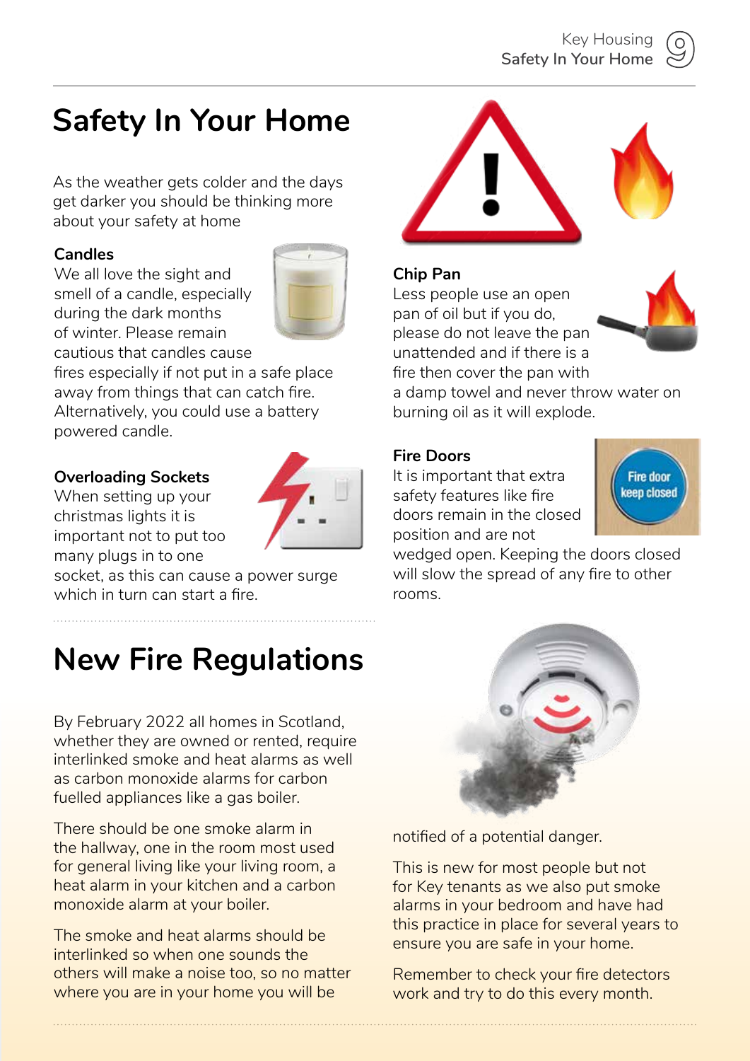# Safety In Your Home

As the weather gets colder and the days get darker you should be thinking more about your safety at home

**Candles**

We all love the sight and smell of a candle, especially during the dark months of winter. Please remain cautious that candles cause fires especially if not put in a safe place away from things that can catch fire. Alternatively, you could use a battery powered candle.

**Overloading Sockets**

When setting up your christmas lights it is important not to put too many plugs in to one socket, as this can cause a power surge which in turn can start a fire.

**Chip Pan**

Less people use an open pan of oil but if you do, please do not leave the pan unattended and if there is a fire then cover the pan with a damp towel and never throw water on burning oil as it will explode.

**Fire Doors**

It is important that extra safety features like fire doors remain in the closed position and are not wedged open. Keeping the doors closed will slow the spread of any fire to other rooms.

# New Fire Regulations

By February 2022 all homes in Scotland, whether they are owned or rented, require interlinked smoke and heat alarms as well as carbon monoxide alarms for carbon fuelled appliances like a gas boiler.

There should be one smoke alarm in the hallway, one in the room most used for general living like your living room, a heat alarm in your kitchen and a carbon monoxide alarm at your boiler.

The smoke and heat alarms should be interlinked so when one sounds the others will make a noise too, so no matter where you are in your home you will be notified of a potential danger.

This is new for most people but not for Key tenants as we also put smoke alarms in your bedroom and have had this practice in place for several years to ensure you are safe in your home.

Remember to check your fire detectors work and try to do this every month.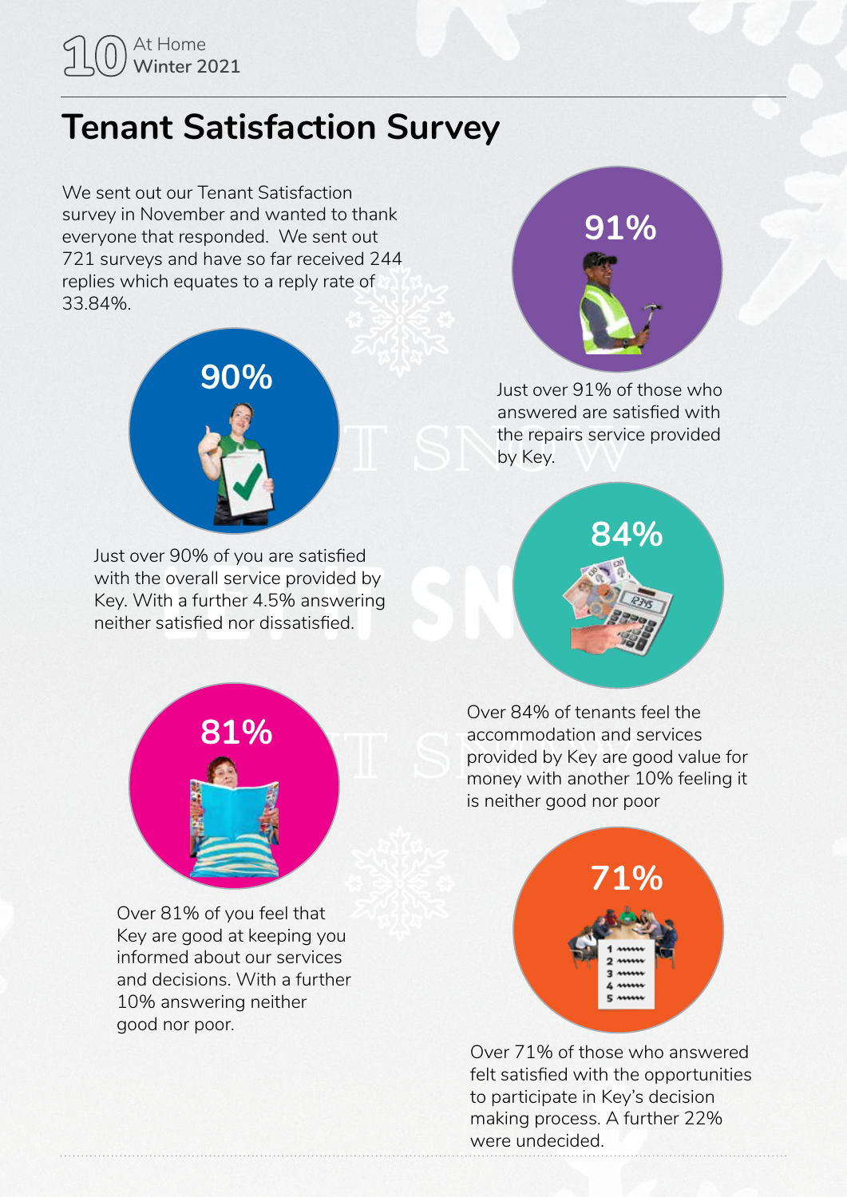# Tenant Satisfaction Survey

We sent out our Tenant Satisfaction survey in November and wanted to thank everyone that responded. We sent out 721 surveys and have so far received 244 replies which equates to a reply rate of 33.84%.

**90%**

Just over 90% of you are satisfied with the overall service provided by Key. With a further 4.5% answering neither satisfied nor dissatisfied.

**91%**

Just over 91% of those who answered are satisfied with the repairs service provided by Key.

**84%**

Over 84% of tenants feel the accommodation and services provided by Key are good value for money with another 10% feeling it is neither good nor poor

**81%**

Over 81% of you feel that Key are good at keeping you informed about our services and decisions. With a further 10% answering neither good nor poor.

**71%**

Over 71% of those who answered felt satisfied with the opportunities to participate in Key's decision making process. A further 22% were undecided.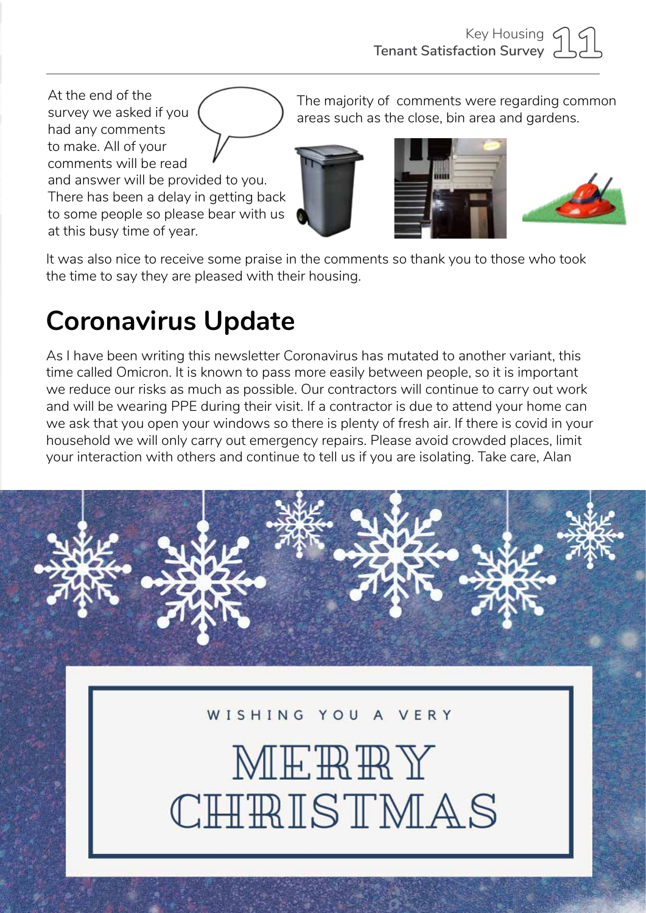At the end of the survey we asked if you had any comments to make. All of your comments will be read and answer will be provided to you. There has been a delay in getting back to some people so please bear with us at this busy time of year.

The majority of comments were regarding common areas such as the close, bin area and gardens.

It was also nice to receive some praise in the comments so thank you to those who took the time to say they are pleased with their housing.

## Coronavirus Update

As I have been writing this newsletter Coronavirus has mutated to another variant, this time called Omicron. It is known to pass more easily between people, so it is important we reduce our risks as much as possible. Our contractors will continue to carry out work and will be wearing PPE during their visit. If a contractor is due to attend your home can we ask that you open your windows so there is plenty of fresh air. If there is covid in your household we will only carry out emergency repairs. Please avoid crowded places, limit your interaction with others and continue to tell us if you are isolating. Take care, Alan

WISHING YOU A VERY

MERRY CHRISTMAS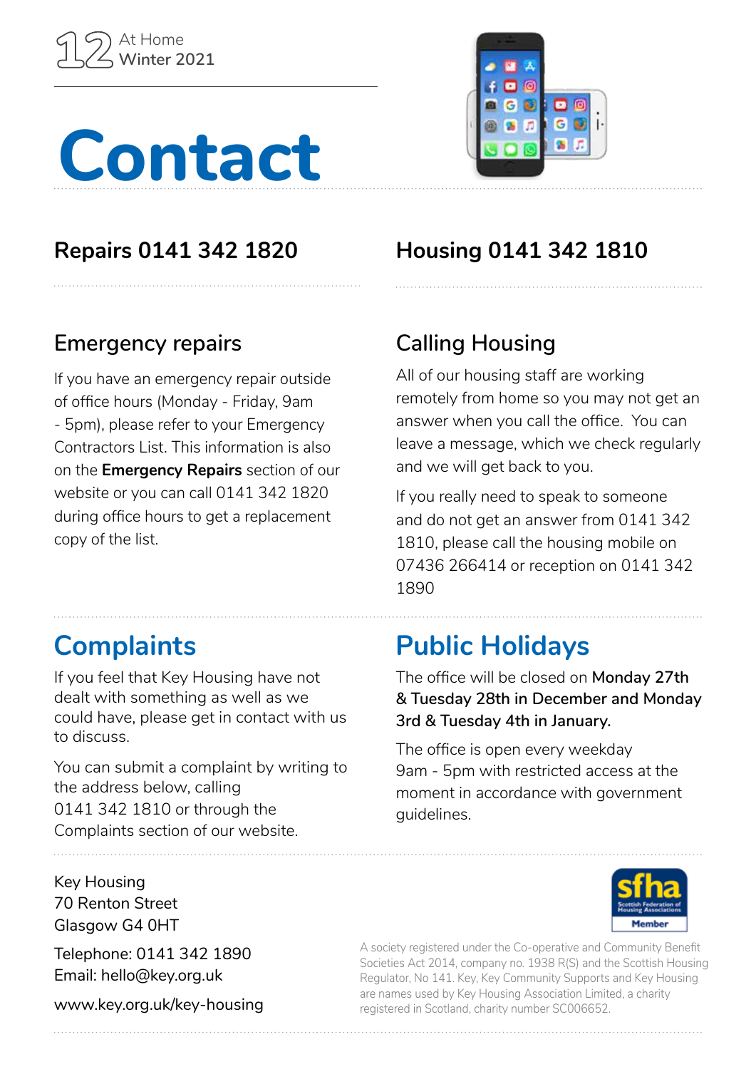# Contact

## Repairs 0141 342 1820

## Housing 0141 342 1810

### Emergency repairs

If you have an emergency repair outside of office hours (Monday - Friday, 9am - 5pm), please refer to your Emergency Contractors List. This information is also on the **Emergency Repairs** section of our website or you can call 0141 342 1820 during office hours to get a replacement copy of the list.

### Calling Housing

All of our housing staff are working remotely from home so you may not get an answer when you call the office. You can leave a message, which we check regularly and we will get back to you.

If you really need to speak to someone and do not get an answer from 0141 342 1810, please call the housing mobile on 07436 266414 or reception on 0141 342 1890

## Complaints

If you feel that Key Housing have not dealt with something as well as we could have, please get in contact with us to discuss.

You can submit a complaint by writing to the address below, calling 0141 342 1810 or through the Complaints section of our website.

## Public Holidays

The office will be closed on **Monday 27th & Tuesday 28th in December and Monday 3rd & Tuesday 4th in January.**

The office is open every weekday 9am - 5pm with restricted access at the moment in accordance with government guidelines.

Key Housing
70 Renton Street
Glasgow G4 0HT

Telephone: 0141 342 1890
Email: hello@key.org.uk

www.key.org.uk/key-housing

sfha Scottish Federation of Housing Associations Member

A society registered under the Co-operative and Community Benefit Societies Act 2014, company no. 1938 R(S) and the Scottish Housing Regulator, No 141. Key, Key Community Supports and Key Housing are names used by Key Housing Association Limited, a charity registered in Scotland, charity number SC006652.